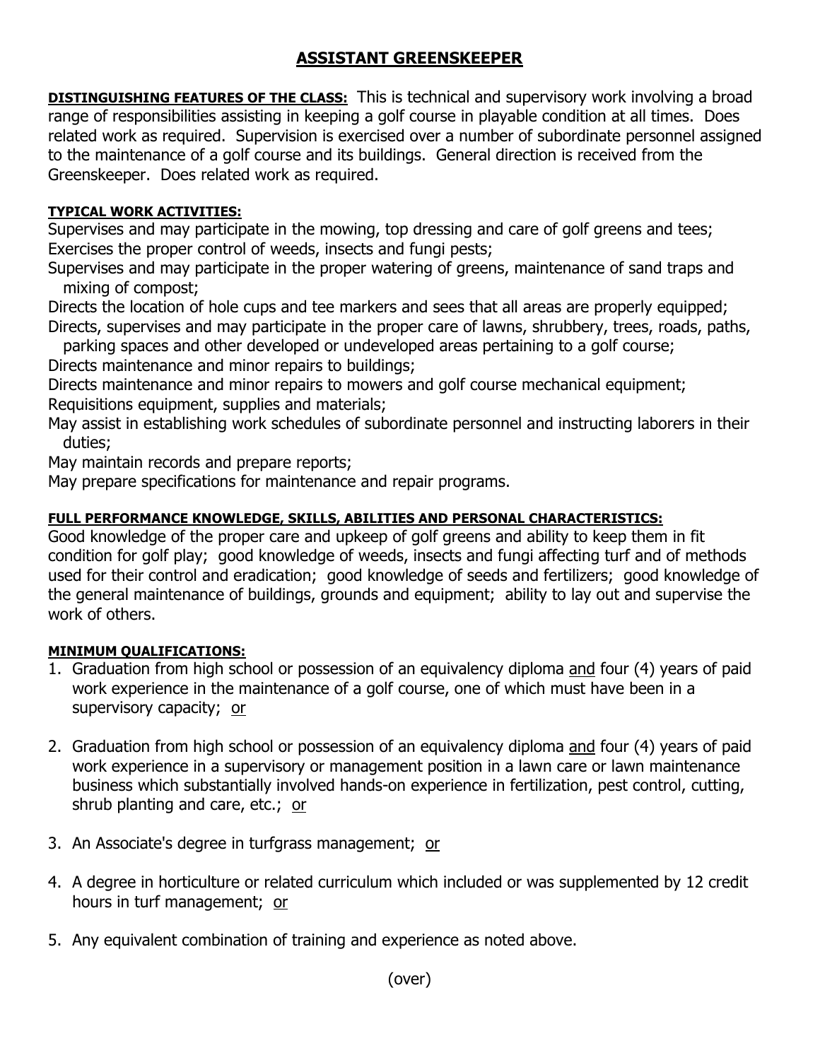# ASSISTANT GREENSKEEPER

**DISTINGUISHING FEATURES OF THE CLASS:** This is technical and supervisory work involving a broad range of responsibilities assisting in keeping a golf course in playable condition at all times. Does related work as required. Supervision is exercised over a number of subordinate personnel assigned to the maintenance of a golf course and its buildings. General direction is received from the Greenskeeper. Does related work as required.

**TYPICAL WORK ACTIVITIES:**

Supervises and may participate in the mowing, top dressing and care of golf greens and tees;
Exercises the proper control of weeds, insects and fungi pests;
Supervises and may participate in the proper watering of greens, maintenance of sand traps and mixing of compost;
Directs the location of hole cups and tee markers and sees that all areas are properly equipped;
Directs, supervises and may participate in the proper care of lawns, shrubbery, trees, roads, paths, parking spaces and other developed or undeveloped areas pertaining to a golf course;
Directs maintenance and minor repairs to buildings;
Directs maintenance and minor repairs to mowers and golf course mechanical equipment;
Requisitions equipment, supplies and materials;
May assist in establishing work schedules of subordinate personnel and instructing laborers in their duties;
May maintain records and prepare reports;
May prepare specifications for maintenance and repair programs.

**FULL PERFORMANCE KNOWLEDGE, SKILLS, ABILITIES AND PERSONAL CHARACTERISTICS:**

Good knowledge of the proper care and upkeep of golf greens and ability to keep them in fit condition for golf play; good knowledge of weeds, insects and fungi affecting turf and of methods used for their control and eradication; good knowledge of seeds and fertilizers; good knowledge of the general maintenance of buildings, grounds and equipment; ability to lay out and supervise the work of others.

**MINIMUM QUALIFICATIONS:**

1. Graduation from high school or possession of an equivalency diploma and four (4) years of paid work experience in the maintenance of a golf course, one of which must have been in a supervisory capacity; or

2. Graduation from high school or possession of an equivalency diploma and four (4) years of paid work experience in a supervisory or management position in a lawn care or lawn maintenance business which substantially involved hands-on experience in fertilization, pest control, cutting, shrub planting and care, etc.; or

3. An Associate's degree in turfgrass management; or

4. A degree in horticulture or related curriculum which included or was supplemented by 12 credit hours in turf management; or

5. Any equivalent combination of training and experience as noted above.

(over)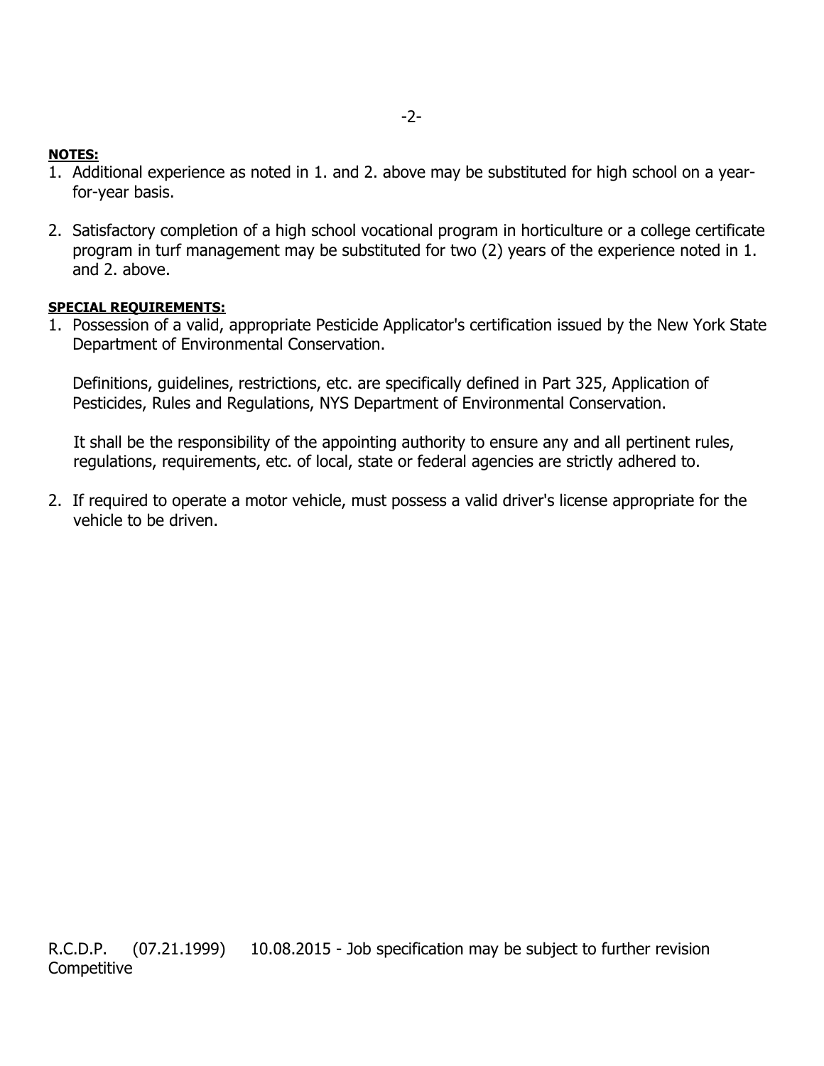**NOTES:**

1. Additional experience as noted in 1. and 2. above may be substituted for high school on a year-for-year basis.

2. Satisfactory completion of a high school vocational program in horticulture or a college certificate program in turf management may be substituted for two (2) years of the experience noted in 1. and 2. above.

**SPECIAL REQUIREMENTS:**

1. Possession of a valid, appropriate Pesticide Applicator's certification issued by the New York State Department of Environmental Conservation.

   Definitions, guidelines, restrictions, etc. are specifically defined in Part 325, Application of Pesticides, Rules and Regulations, NYS Department of Environmental Conservation.

   It shall be the responsibility of the appointing authority to ensure any and all pertinent rules, regulations, requirements, etc. of local, state or federal agencies are strictly adhered to.

2. If required to operate a motor vehicle, must possess a valid driver's license appropriate for the vehicle to be driven.

R.C.D.P. (07.21.1999) 10.08.2015 - Job specification may be subject to further revision
Competitive